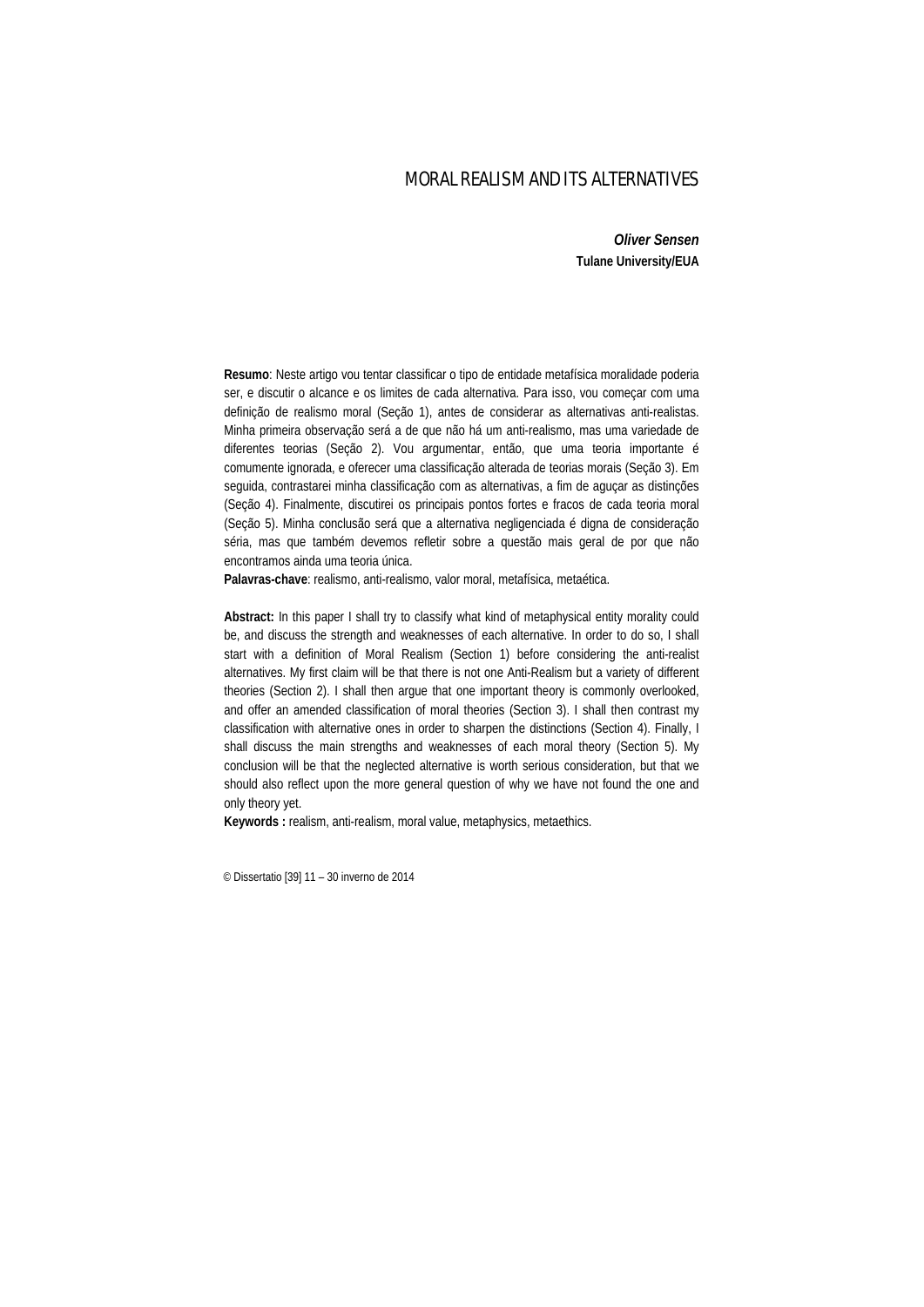# MORAL REALISM AND ITS ALTERNATIVES

***Oliver Sensen***
**Tulane University/EUA**

**Resumo**: Neste artigo vou tentar classificar o tipo de entidade metafísica moralidade poderia ser, e discutir o alcance e os limites de cada alternativa. Para isso, vou começar com uma definição de realismo moral (Seção 1), antes de considerar as alternativas anti-realistas. Minha primeira observação será a de que não há um anti-realismo, mas uma variedade de diferentes teorias (Seção 2). Vou argumentar, então, que uma teoria importante é comumente ignorada, e oferecer uma classificação alterada de teorias morais (Seção 3). Em seguida, contrastarei minha classificação com as alternativas, a fim de aguçar as distinções (Seção 4). Finalmente, discutirei os principais pontos fortes e fracos de cada teoria moral (Seção 5). Minha conclusão será que a alternativa negligenciada é digna de consideração séria, mas que também devemos refletir sobre a questão mais geral de por que não encontramos ainda uma teoria única.

**Palavras-chave**: realismo, anti-realismo, valor moral, metafísica, metaética.

**Abstract:** In this paper I shall try to classify what kind of metaphysical entity morality could be, and discuss the strength and weaknesses of each alternative. In order to do so, I shall start with a definition of Moral Realism (Section 1) before considering the anti-realist alternatives. My first claim will be that there is not one Anti-Realism but a variety of different theories (Section 2). I shall then argue that one important theory is commonly overlooked, and offer an amended classification of moral theories (Section 3). I shall then contrast my classification with alternative ones in order to sharpen the distinctions (Section 4). Finally, I shall discuss the main strengths and weaknesses of each moral theory (Section 5). My conclusion will be that the neglected alternative is worth serious consideration, but that we should also reflect upon the more general question of why we have not found the one and only theory yet.

**Keywords :** realism, anti-realism, moral value, metaphysics, metaethics.

© Dissertatio [39] 11 – 30 inverno de 2014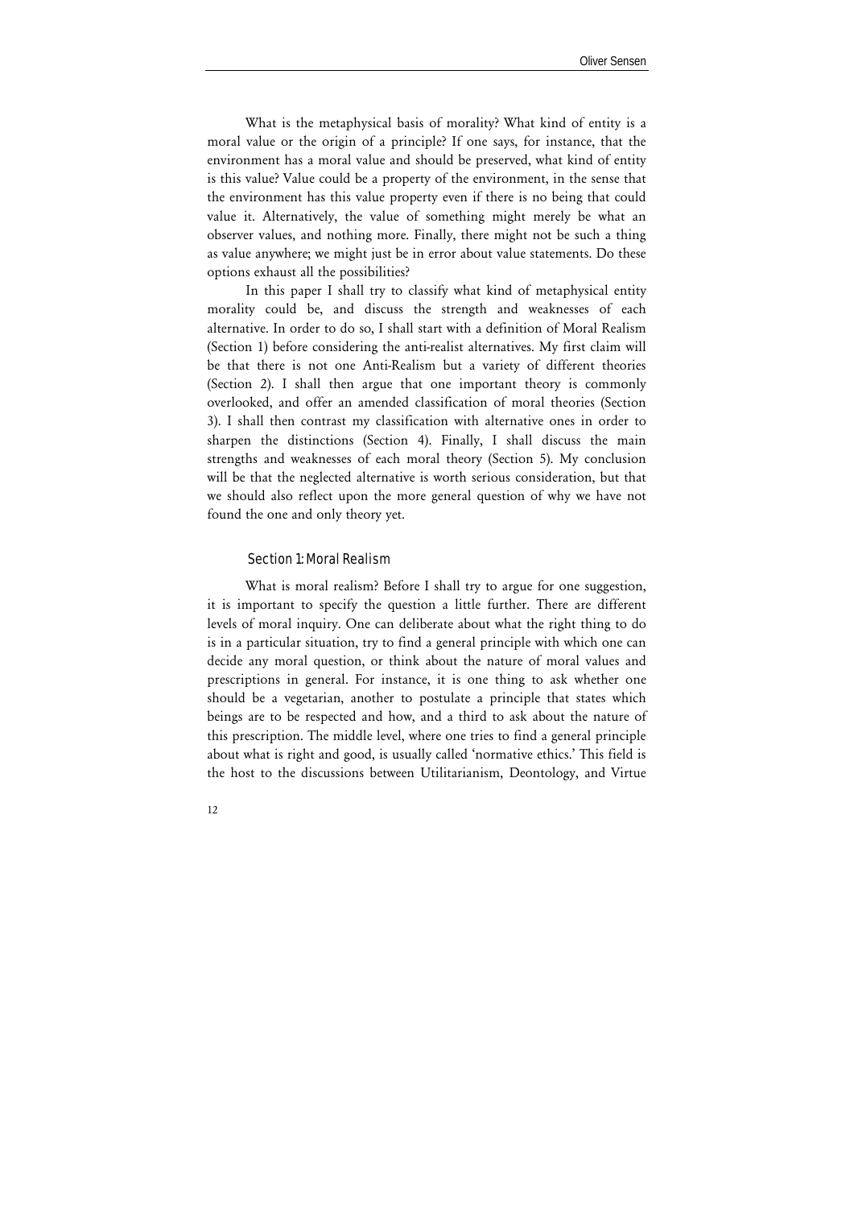What is the metaphysical basis of morality? What kind of entity is a moral value or the origin of a principle? If one says, for instance, that the environment has a moral value and should be preserved, what kind of entity is this value? Value could be a property of the environment, in the sense that the environment has this value property even if there is no being that could value it. Alternatively, the value of something might merely be what an observer values, and nothing more. Finally, there might not be such a thing as value anywhere; we might just be in error about value statements. Do these options exhaust all the possibilities?

In this paper I shall try to classify what kind of metaphysical entity morality could be, and discuss the strength and weaknesses of each alternative. In order to do so, I shall start with a definition of Moral Realism (Section 1) before considering the anti-realist alternatives. My first claim will be that there is not one Anti-Realism but a variety of different theories (Section 2). I shall then argue that one important theory is commonly overlooked, and offer an amended classification of moral theories (Section 3). I shall then contrast my classification with alternative ones in order to sharpen the distinctions (Section 4). Finally, I shall discuss the main strengths and weaknesses of each moral theory (Section 5). My conclusion will be that the neglected alternative is worth serious consideration, but that we should also reflect upon the more general question of why we have not found the one and only theory yet.

## Section 1: Moral Realism

What is moral realism? Before I shall try to argue for one suggestion, it is important to specify the question a little further. There are different levels of moral inquiry. One can deliberate about what the right thing to do is in a particular situation, try to find a general principle with which one can decide any moral question, or think about the nature of moral values and prescriptions in general. For instance, it is one thing to ask whether one should be a vegetarian, another to postulate a principle that states which beings are to be respected and how, and a third to ask about the nature of this prescription. The middle level, where one tries to find a general principle about what is right and good, is usually called 'normative ethics.' This field is the host to the discussions between Utilitarianism, Deontology, and Virtue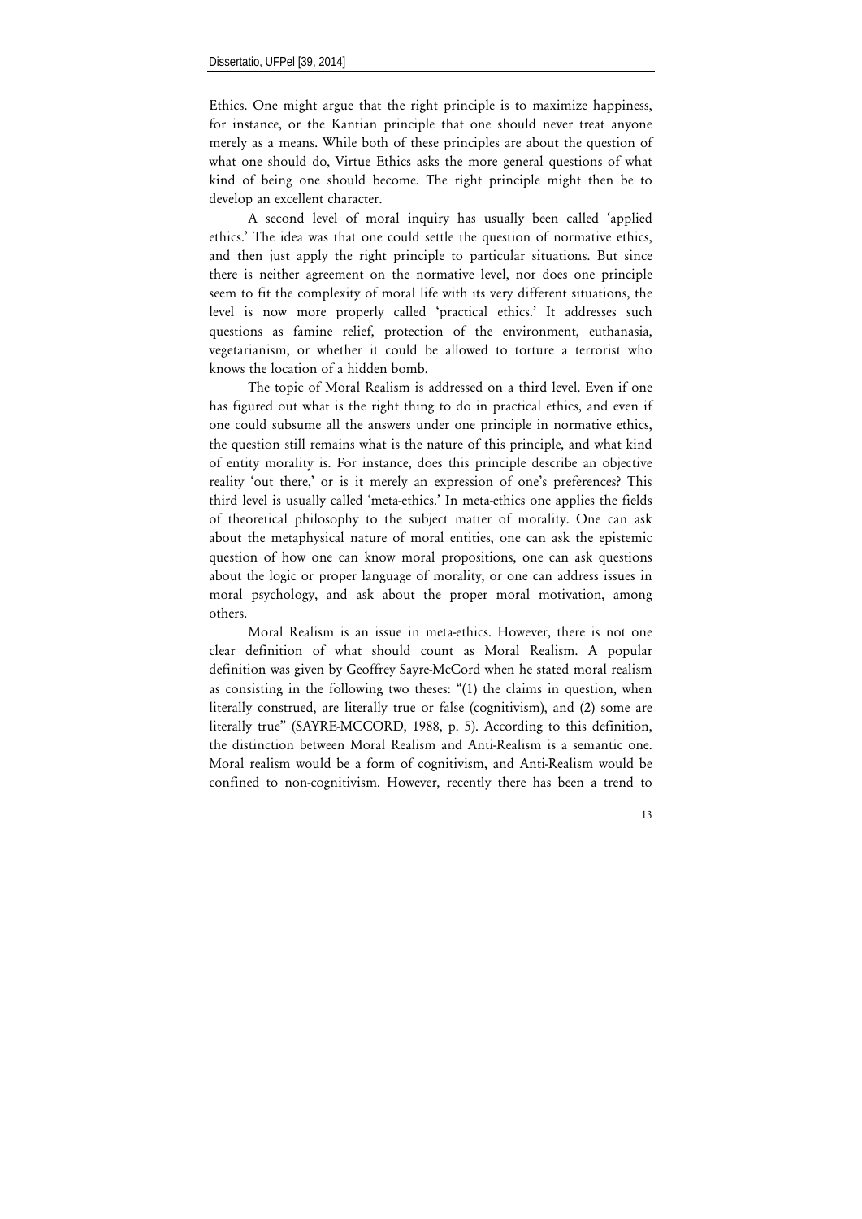Ethics. One might argue that the right principle is to maximize happiness, for instance, or the Kantian principle that one should never treat anyone merely as a means. While both of these principles are about the question of what one should do, Virtue Ethics asks the more general questions of what kind of being one should become. The right principle might then be to develop an excellent character.

A second level of moral inquiry has usually been called 'applied ethics.' The idea was that one could settle the question of normative ethics, and then just apply the right principle to particular situations. But since there is neither agreement on the normative level, nor does one principle seem to fit the complexity of moral life with its very different situations, the level is now more properly called 'practical ethics.' It addresses such questions as famine relief, protection of the environment, euthanasia, vegetarianism, or whether it could be allowed to torture a terrorist who knows the location of a hidden bomb.

The topic of Moral Realism is addressed on a third level. Even if one has figured out what is the right thing to do in practical ethics, and even if one could subsume all the answers under one principle in normative ethics, the question still remains what is the nature of this principle, and what kind of entity morality is. For instance, does this principle describe an objective reality 'out there,' or is it merely an expression of one's preferences? This third level is usually called 'meta-ethics.' In meta-ethics one applies the fields of theoretical philosophy to the subject matter of morality. One can ask about the metaphysical nature of moral entities, one can ask the epistemic question of how one can know moral propositions, one can ask questions about the logic or proper language of morality, or one can address issues in moral psychology, and ask about the proper moral motivation, among others.

Moral Realism is an issue in meta-ethics. However, there is not one clear definition of what should count as Moral Realism. A popular definition was given by Geoffrey Sayre-McCord when he stated moral realism as consisting in the following two theses: "(1) the claims in question, when literally construed, are literally true or false (cognitivism), and (2) some are literally true" (SAYRE-MCCORD, 1988, p. 5). According to this definition, the distinction between Moral Realism and Anti-Realism is a semantic one. Moral realism would be a form of cognitivism, and Anti-Realism would be confined to non-cognitivism. However, recently there has been a trend to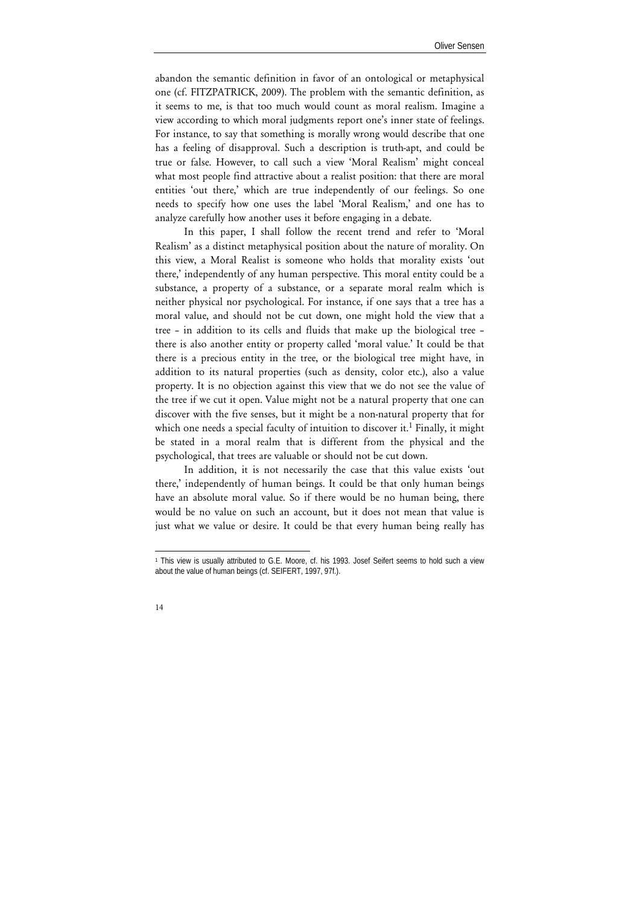abandon the semantic definition in favor of an ontological or metaphysical one (cf. FITZPATRICK, 2009). The problem with the semantic definition, as it seems to me, is that too much would count as moral realism. Imagine a view according to which moral judgments report one's inner state of feelings. For instance, to say that something is morally wrong would describe that one has a feeling of disapproval. Such a description is truth-apt, and could be true or false. However, to call such a view 'Moral Realism' might conceal what most people find attractive about a realist position: that there are moral entities 'out there,' which are true independently of our feelings. So one needs to specify how one uses the label 'Moral Realism,' and one has to analyze carefully how another uses it before engaging in a debate.

In this paper, I shall follow the recent trend and refer to 'Moral Realism' as a distinct metaphysical position about the nature of morality. On this view, a Moral Realist is someone who holds that morality exists 'out there,' independently of any human perspective. This moral entity could be a substance, a property of a substance, or a separate moral realm which is neither physical nor psychological. For instance, if one says that a tree has a moral value, and should not be cut down, one might hold the view that a tree – in addition to its cells and fluids that make up the biological tree – there is also another entity or property called 'moral value.' It could be that there is a precious entity in the tree, or the biological tree might have, in addition to its natural properties (such as density, color etc.), also a value property. It is no objection against this view that we do not see the value of the tree if we cut it open. Value might not be a natural property that one can discover with the five senses, but it might be a non-natural property that for which one needs a special faculty of intuition to discover it.[1] Finally, it might be stated in a moral realm that is different from the physical and the psychological, that trees are valuable or should not be cut down.

In addition, it is not necessarily the case that this value exists 'out there,' independently of human beings. It could be that only human beings have an absolute moral value. So if there would be no human being, there would be no value on such an account, but it does not mean that value is just what we value or desire. It could be that every human being really has

---

[1] This view is usually attributed to G.E. Moore, cf. his 1993. Josef Seifert seems to hold such a view about the value of human beings (cf. SEIFERT, 1997, 97f.).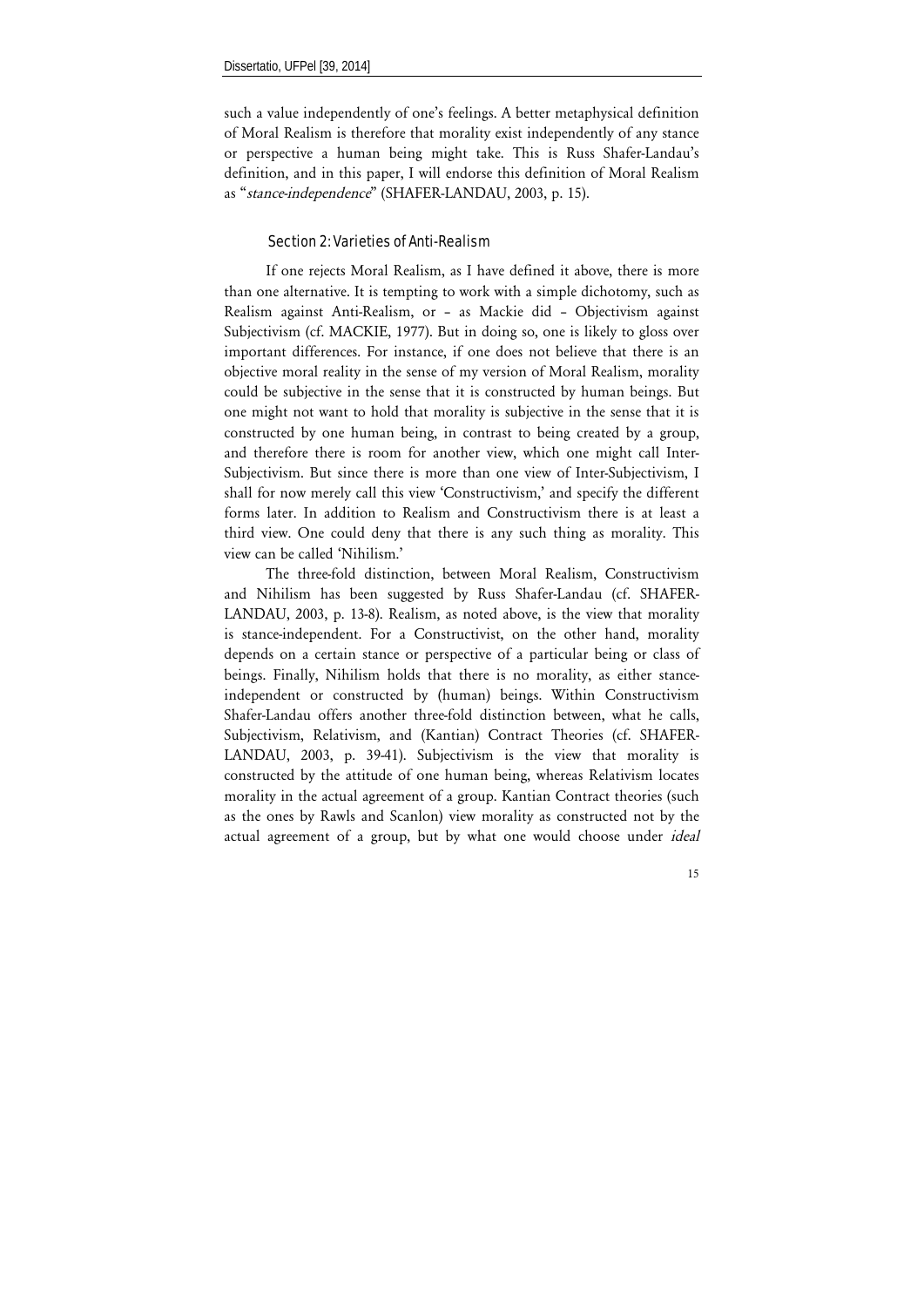such a value independently of one's feelings. A better metaphysical definition of Moral Realism is therefore that morality exist independently of any stance or perspective a human being might take. This is Russ Shafer-Landau's definition, and in this paper, I will endorse this definition of Moral Realism as "*stance-independence*" (SHAFER-LANDAU, 2003, p. 15).

## Section 2: Varieties of Anti-Realism

If one rejects Moral Realism, as I have defined it above, there is more than one alternative. It is tempting to work with a simple dichotomy, such as Realism against Anti-Realism, or – as Mackie did – Objectivism against Subjectivism (cf. MACKIE, 1977). But in doing so, one is likely to gloss over important differences. For instance, if one does not believe that there is an objective moral reality in the sense of my version of Moral Realism, morality could be subjective in the sense that it is constructed by human beings. But one might not want to hold that morality is subjective in the sense that it is constructed by one human being, in contrast to being created by a group, and therefore there is room for another view, which one might call Inter-Subjectivism. But since there is more than one view of Inter-Subjectivism, I shall for now merely call this view 'Constructivism,' and specify the different forms later. In addition to Realism and Constructivism there is at least a third view. One could deny that there is any such thing as morality. This view can be called 'Nihilism.'

The three-fold distinction, between Moral Realism, Constructivism and Nihilism has been suggested by Russ Shafer-Landau (cf. SHAFER-LANDAU, 2003, p. 13-8). Realism, as noted above, is the view that morality is stance-independent. For a Constructivist, on the other hand, morality depends on a certain stance or perspective of a particular being or class of beings. Finally, Nihilism holds that there is no morality, as either stance-independent or constructed by (human) beings. Within Constructivism Shafer-Landau offers another three-fold distinction between, what he calls, Subjectivism, Relativism, and (Kantian) Contract Theories (cf. SHAFER-LANDAU, 2003, p. 39-41). Subjectivism is the view that morality is constructed by the attitude of one human being, whereas Relativism locates morality in the actual agreement of a group. Kantian Contract theories (such as the ones by Rawls and Scanlon) view morality as constructed not by the actual agreement of a group, but by what one would choose under *ideal*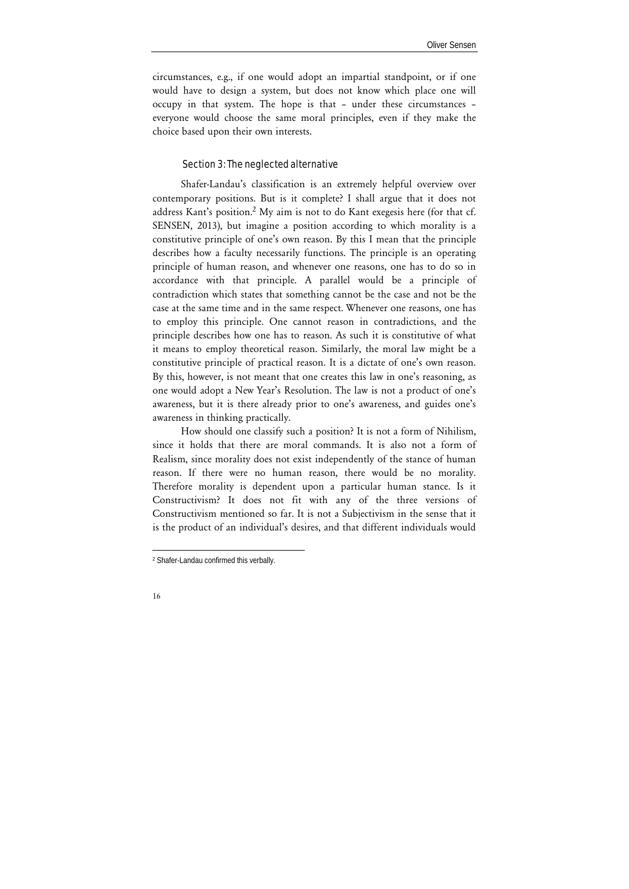circumstances, e.g., if one would adopt an impartial standpoint, or if one would have to design a system, but does not know which place one will occupy in that system. The hope is that – under these circumstances – everyone would choose the same moral principles, even if they make the choice based upon their own interests.

## Section 3: The neglected alternative

Shafer-Landau's classification is an extremely helpful overview over contemporary positions. But is it complete? I shall argue that it does not address Kant's position.[2] My aim is not to do Kant exegesis here (for that cf. SENSEN, 2013), but imagine a position according to which morality is a constitutive principle of one's own reason. By this I mean that the principle describes how a faculty necessarily functions. The principle is an operating principle of human reason, and whenever one reasons, one has to do so in accordance with that principle. A parallel would be a principle of contradiction which states that something cannot be the case and not be the case at the same time and in the same respect. Whenever one reasons, one has to employ this principle. One cannot reason in contradictions, and the principle describes how one has to reason. As such it is constitutive of what it means to employ theoretical reason. Similarly, the moral law might be a constitutive principle of practical reason. It is a dictate of one's own reason. By this, however, is not meant that one creates this law in one's reasoning, as one would adopt a New Year's Resolution. The law is not a product of one's awareness, but it is there already prior to one's awareness, and guides one's awareness in thinking practically.

How should one classify such a position? It is not a form of Nihilism, since it holds that there are moral commands. It is also not a form of Realism, since morality does not exist independently of the stance of human reason. If there were no human reason, there would be no morality. Therefore morality is dependent upon a particular human stance. Is it Constructivism? It does not fit with any of the three versions of Constructivism mentioned so far. It is not a Subjectivism in the sense that it is the product of an individual's desires, and that different individuals would

---

[2] Shafer-Landau confirmed this verbally.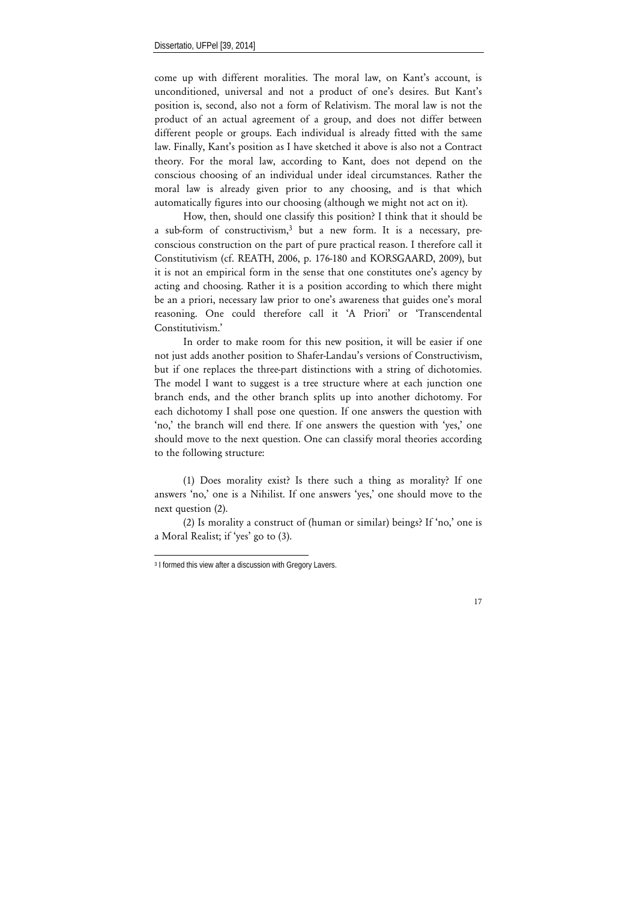come up with different moralities. The moral law, on Kant's account, is unconditioned, universal and not a product of one's desires. But Kant's position is, second, also not a form of Relativism. The moral law is not the product of an actual agreement of a group, and does not differ between different people or groups. Each individual is already fitted with the same law. Finally, Kant's position as I have sketched it above is also not a Contract theory. For the moral law, according to Kant, does not depend on the conscious choosing of an individual under ideal circumstances. Rather the moral law is already given prior to any choosing, and is that which automatically figures into our choosing (although we might not act on it).

How, then, should one classify this position? I think that it should be a sub-form of constructivism,[3] but a new form. It is a necessary, pre-conscious construction on the part of pure practical reason. I therefore call it Constitutivism (cf. REATH, 2006, p. 176-180 and KORSGAARD, 2009), but it is not an empirical form in the sense that one constitutes one's agency by acting and choosing. Rather it is a position according to which there might be an a priori, necessary law prior to one's awareness that guides one's moral reasoning. One could therefore call it 'A Priori' or 'Transcendental Constitutivism.'

In order to make room for this new position, it will be easier if one not just adds another position to Shafer-Landau's versions of Constructivism, but if one replaces the three-part distinctions with a string of dichotomies. The model I want to suggest is a tree structure where at each junction one branch ends, and the other branch splits up into another dichotomy. For each dichotomy I shall pose one question. If one answers the question with 'no,' the branch will end there. If one answers the question with 'yes,' one should move to the next question. One can classify moral theories according to the following structure:

(1) Does morality exist? Is there such a thing as morality? If one answers 'no,' one is a Nihilist. If one answers 'yes,' one should move to the next question (2).

(2) Is morality a construct of (human or similar) beings? If 'no,' one is a Moral Realist; if 'yes' go to (3).

[3] I formed this view after a discussion with Gregory Lavers.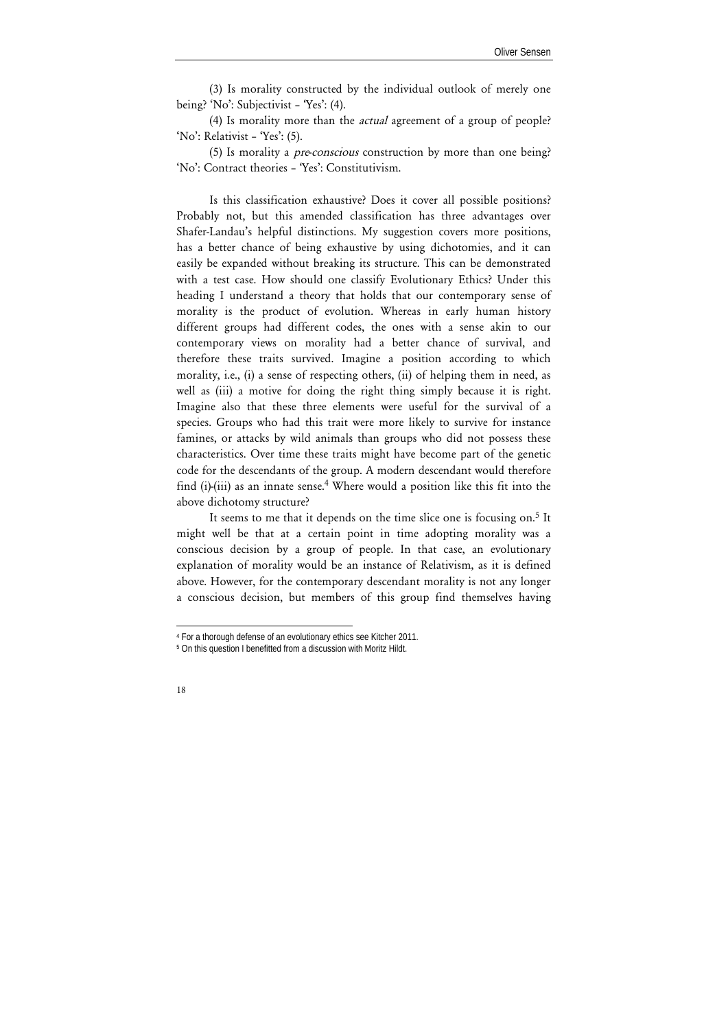(3) Is morality constructed by the individual outlook of merely one being? 'No': Subjectivist – 'Yes': (4).

(4) Is morality more than the *actual* agreement of a group of people? 'No': Relativist – 'Yes': (5).

(5) Is morality a *pre-conscious* construction by more than one being? 'No': Contract theories – 'Yes': Constitutivism.

Is this classification exhaustive? Does it cover all possible positions? Probably not, but this amended classification has three advantages over Shafer-Landau's helpful distinctions. My suggestion covers more positions, has a better chance of being exhaustive by using dichotomies, and it can easily be expanded without breaking its structure. This can be demonstrated with a test case. How should one classify Evolutionary Ethics? Under this heading I understand a theory that holds that our contemporary sense of morality is the product of evolution. Whereas in early human history different groups had different codes, the ones with a sense akin to our contemporary views on morality had a better chance of survival, and therefore these traits survived. Imagine a position according to which morality, i.e., (i) a sense of respecting others, (ii) of helping them in need, as well as (iii) a motive for doing the right thing simply because it is right. Imagine also that these three elements were useful for the survival of a species. Groups who had this trait were more likely to survive for instance famines, or attacks by wild animals than groups who did not possess these characteristics. Over time these traits might have become part of the genetic code for the descendants of the group. A modern descendant would therefore find (i)-(iii) as an innate sense.[4] Where would a position like this fit into the above dichotomy structure?

It seems to me that it depends on the time slice one is focusing on.[5] It might well be that at a certain point in time adopting morality was a conscious decision by a group of people. In that case, an evolutionary explanation of morality would be an instance of Relativism, as it is defined above. However, for the contemporary descendant morality is not any longer a conscious decision, but members of this group find themselves having

---

[4] For a thorough defense of an evolutionary ethics see Kitcher 2011.

[5] On this question I benefitted from a discussion with Moritz Hildt.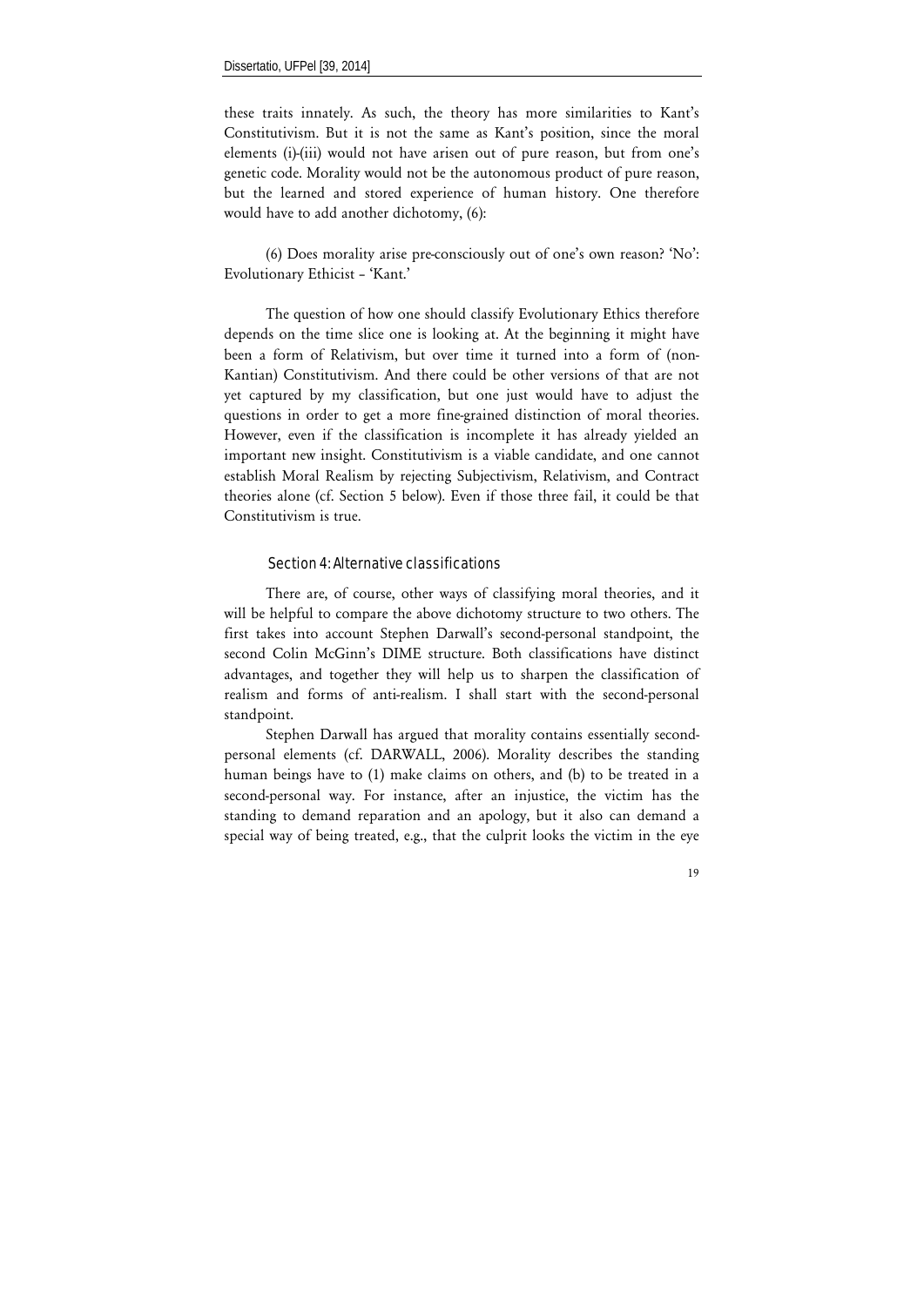these traits innately. As such, the theory has more similarities to Kant's Constitutivism. But it is not the same as Kant's position, since the moral elements (i)-(iii) would not have arisen out of pure reason, but from one's genetic code. Morality would not be the autonomous product of pure reason, but the learned and stored experience of human history. One therefore would have to add another dichotomy, (6):

(6) Does morality arise pre-consciously out of one's own reason? 'No': Evolutionary Ethicist – 'Kant.'

The question of how one should classify Evolutionary Ethics therefore depends on the time slice one is looking at. At the beginning it might have been a form of Relativism, but over time it turned into a form of (non-Kantian) Constitutivism. And there could be other versions of that are not yet captured by my classification, but one just would have to adjust the questions in order to get a more fine-grained distinction of moral theories. However, even if the classification is incomplete it has already yielded an important new insight. Constitutivism is a viable candidate, and one cannot establish Moral Realism by rejecting Subjectivism, Relativism, and Contract theories alone (cf. Section 5 below). Even if those three fail, it could be that Constitutivism is true.

## Section 4: Alternative classifications

There are, of course, other ways of classifying moral theories, and it will be helpful to compare the above dichotomy structure to two others. The first takes into account Stephen Darwall's second-personal standpoint, the second Colin McGinn's DIME structure. Both classifications have distinct advantages, and together they will help us to sharpen the classification of realism and forms of anti-realism. I shall start with the second-personal standpoint.

Stephen Darwall has argued that morality contains essentially second-personal elements (cf. DARWALL, 2006). Morality describes the standing human beings have to (1) make claims on others, and (b) to be treated in a second-personal way. For instance, after an injustice, the victim has the standing to demand reparation and an apology, but it also can demand a special way of being treated, e.g., that the culprit looks the victim in the eye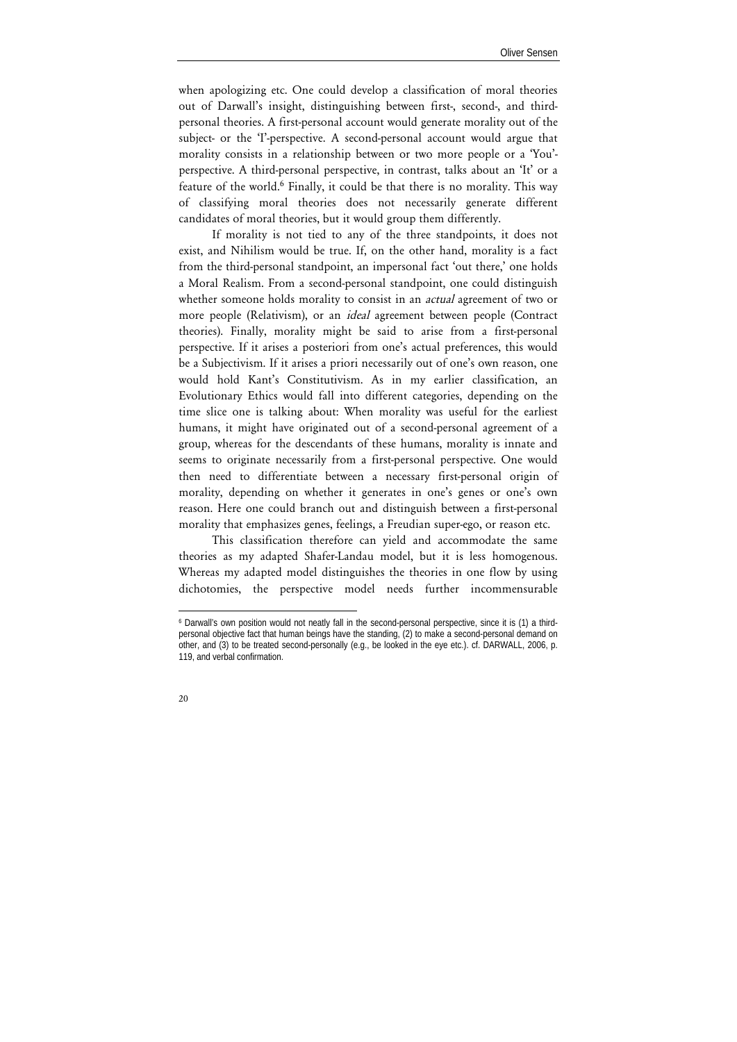when apologizing etc. One could develop a classification of moral theories out of Darwall's insight, distinguishing between first-, second-, and third-personal theories. A first-personal account would generate morality out of the subject- or the 'I'-perspective. A second-personal account would argue that morality consists in a relationship between or two more people or a 'You'-perspective. A third-personal perspective, in contrast, talks about an 'It' or a feature of the world.[6] Finally, it could be that there is no morality. This way of classifying moral theories does not necessarily generate different candidates of moral theories, but it would group them differently.

If morality is not tied to any of the three standpoints, it does not exist, and Nihilism would be true. If, on the other hand, morality is a fact from the third-personal standpoint, an impersonal fact 'out there,' one holds a Moral Realism. From a second-personal standpoint, one could distinguish whether someone holds morality to consist in an *actual* agreement of two or more people (Relativism), or an *ideal* agreement between people (Contract theories). Finally, morality might be said to arise from a first-personal perspective. If it arises a posteriori from one's actual preferences, this would be a Subjectivism. If it arises a priori necessarily out of one's own reason, one would hold Kant's Constitutivism. As in my earlier classification, an Evolutionary Ethics would fall into different categories, depending on the time slice one is talking about: When morality was useful for the earliest humans, it might have originated out of a second-personal agreement of a group, whereas for the descendants of these humans, morality is innate and seems to originate necessarily from a first-personal perspective. One would then need to differentiate between a necessary first-personal origin of morality, depending on whether it generates in one's genes or one's own reason. Here one could branch out and distinguish between a first-personal morality that emphasizes genes, feelings, a Freudian super-ego, or reason etc.

This classification therefore can yield and accommodate the same theories as my adapted Shafer-Landau model, but it is less homogenous. Whereas my adapted model distinguishes the theories in one flow by using dichotomies, the perspective model needs further incommensurable

---

[6] Darwall's own position would not neatly fall in the second-personal perspective, since it is (1) a third-personal objective fact that human beings have the standing, (2) to make a second-personal demand on other, and (3) to be treated second-personally (e.g., be looked in the eye etc.). cf. DARWALL, 2006, p. 119, and verbal confirmation.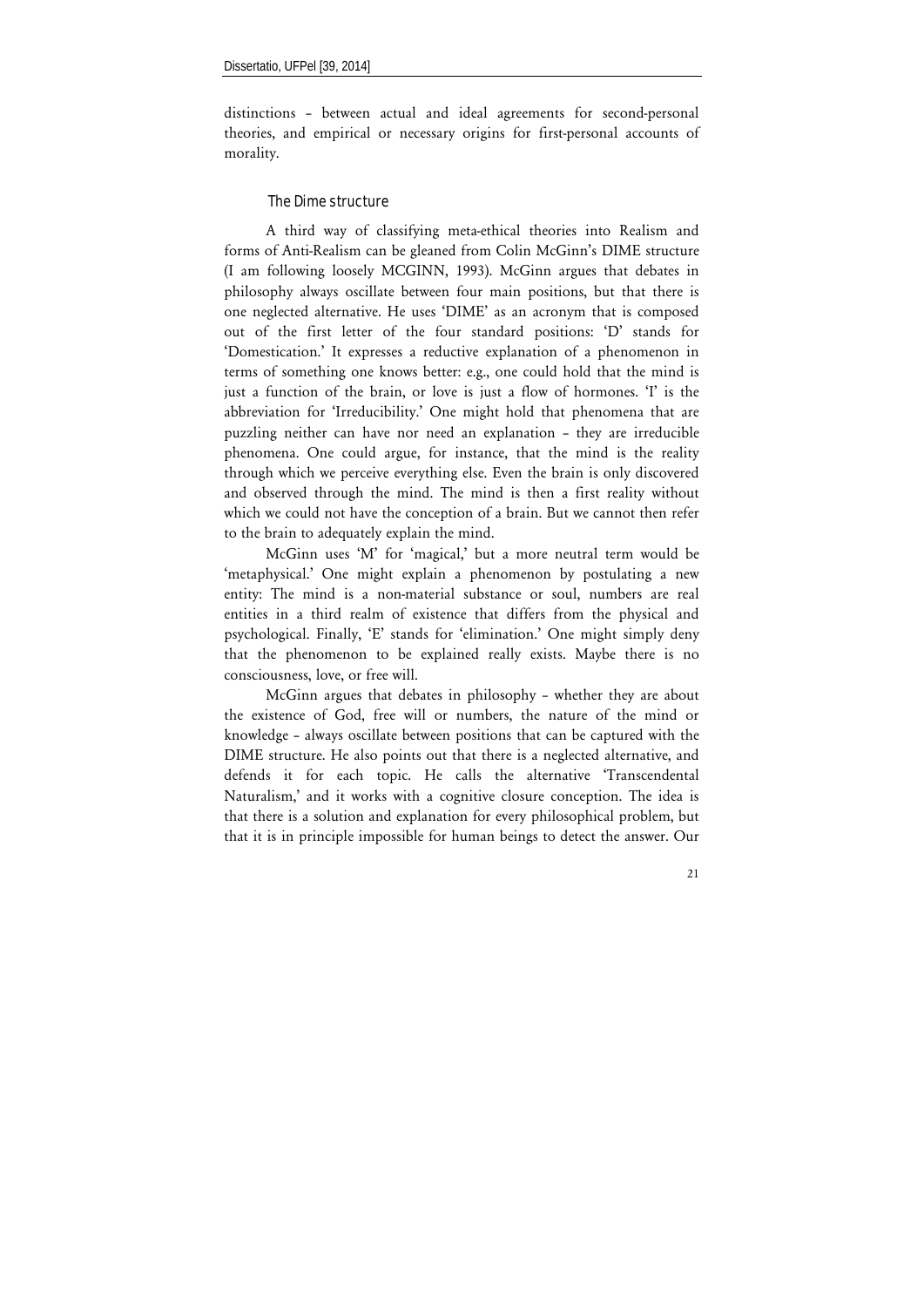distinctions – between actual and ideal agreements for second-personal theories, and empirical or necessary origins for first-personal accounts of morality.

### The Dime structure

A third way of classifying meta-ethical theories into Realism and forms of Anti-Realism can be gleaned from Colin McGinn's DIME structure (I am following loosely MCGINN, 1993). McGinn argues that debates in philosophy always oscillate between four main positions, but that there is one neglected alternative. He uses 'DIME' as an acronym that is composed out of the first letter of the four standard positions: 'D' stands for 'Domestication.' It expresses a reductive explanation of a phenomenon in terms of something one knows better: e.g., one could hold that the mind is just a function of the brain, or love is just a flow of hormones. 'I' is the abbreviation for 'Irreducibility.' One might hold that phenomena that are puzzling neither can have nor need an explanation – they are irreducible phenomena. One could argue, for instance, that the mind is the reality through which we perceive everything else. Even the brain is only discovered and observed through the mind. The mind is then a first reality without which we could not have the conception of a brain. But we cannot then refer to the brain to adequately explain the mind.

McGinn uses 'M' for 'magical,' but a more neutral term would be 'metaphysical.' One might explain a phenomenon by postulating a new entity: The mind is a non-material substance or soul, numbers are real entities in a third realm of existence that differs from the physical and psychological. Finally, 'E' stands for 'elimination.' One might simply deny that the phenomenon to be explained really exists. Maybe there is no consciousness, love, or free will.

McGinn argues that debates in philosophy – whether they are about the existence of God, free will or numbers, the nature of the mind or knowledge – always oscillate between positions that can be captured with the DIME structure. He also points out that there is a neglected alternative, and defends it for each topic. He calls the alternative 'Transcendental Naturalism,' and it works with a cognitive closure conception. The idea is that there is a solution and explanation for every philosophical problem, but that it is in principle impossible for human beings to detect the answer. Our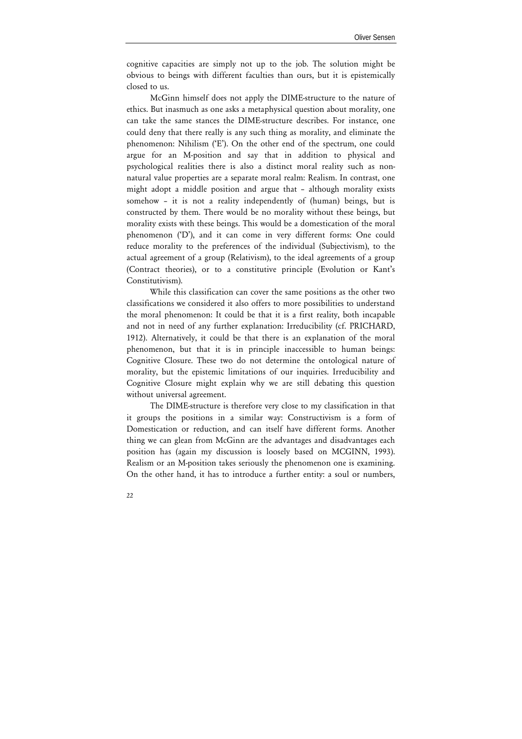cognitive capacities are simply not up to the job. The solution might be obvious to beings with different faculties than ours, but it is epistemically closed to us.

McGinn himself does not apply the DIME-structure to the nature of ethics. But inasmuch as one asks a metaphysical question about morality, one can take the same stances the DIME-structure describes. For instance, one could deny that there really is any such thing as morality, and eliminate the phenomenon: Nihilism ('E'). On the other end of the spectrum, one could argue for an M-position and say that in addition to physical and psychological realities there is also a distinct moral reality such as non-natural value properties are a separate moral realm: Realism. In contrast, one might adopt a middle position and argue that – although morality exists somehow – it is not a reality independently of (human) beings, but is constructed by them. There would be no morality without these beings, but morality exists with these beings. This would be a domestication of the moral phenomenon ('D'), and it can come in very different forms: One could reduce morality to the preferences of the individual (Subjectivism), to the actual agreement of a group (Relativism), to the ideal agreements of a group (Contract theories), or to a constitutive principle (Evolution or Kant's Constitutivism).

While this classification can cover the same positions as the other two classifications we considered it also offers to more possibilities to understand the moral phenomenon: It could be that it is a first reality, both incapable and not in need of any further explanation: Irreducibility (cf. PRICHARD, 1912). Alternatively, it could be that there is an explanation of the moral phenomenon, but that it is in principle inaccessible to human beings: Cognitive Closure. These two do not determine the ontological nature of morality, but the epistemic limitations of our inquiries. Irreducibility and Cognitive Closure might explain why we are still debating this question without universal agreement.

The DIME-structure is therefore very close to my classification in that it groups the positions in a similar way: Constructivism is a form of Domestication or reduction, and can itself have different forms. Another thing we can glean from McGinn are the advantages and disadvantages each position has (again my discussion is loosely based on MCGINN, 1993). Realism or an M-position takes seriously the phenomenon one is examining. On the other hand, it has to introduce a further entity: a soul or numbers,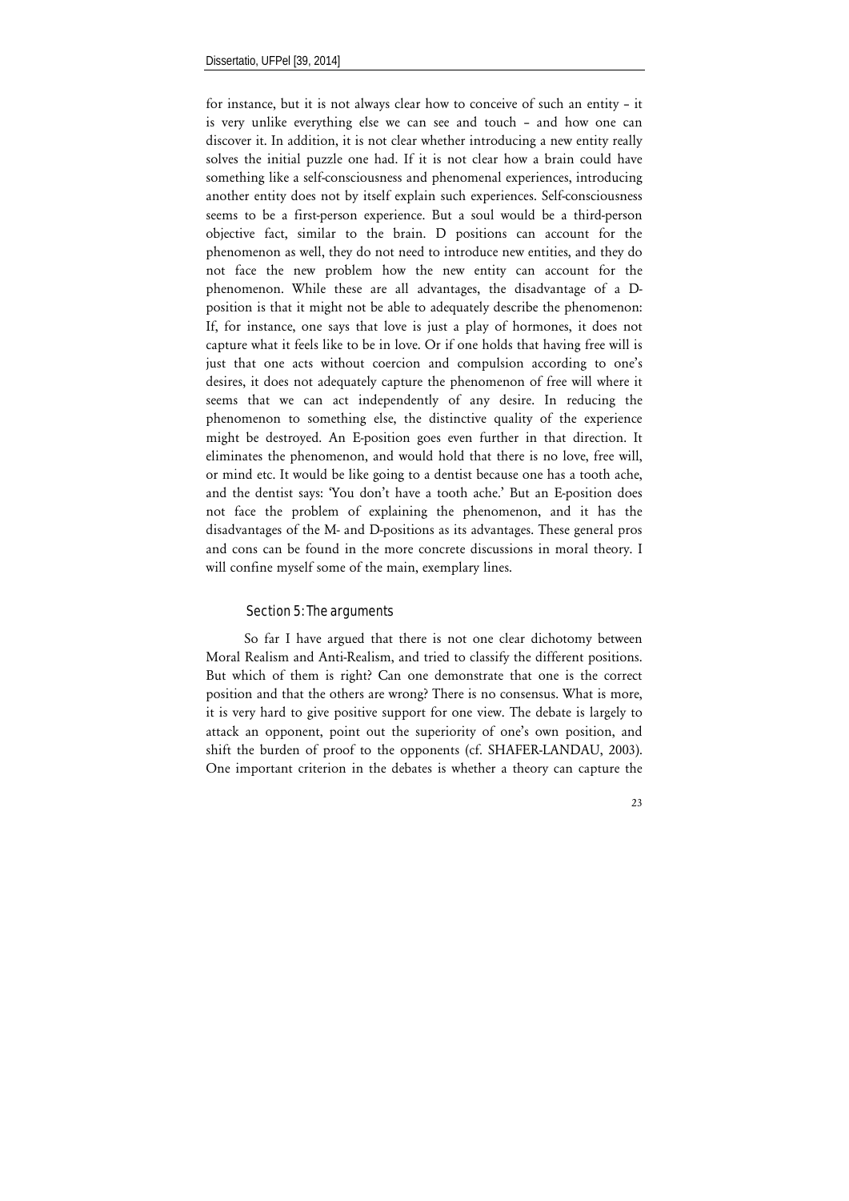for instance, but it is not always clear how to conceive of such an entity – it is very unlike everything else we can see and touch – and how one can discover it. In addition, it is not clear whether introducing a new entity really solves the initial puzzle one had. If it is not clear how a brain could have something like a self-consciousness and phenomenal experiences, introducing another entity does not by itself explain such experiences. Self-consciousness seems to be a first-person experience. But a soul would be a third-person objective fact, similar to the brain. D positions can account for the phenomenon as well, they do not need to introduce new entities, and they do not face the new problem how the new entity can account for the phenomenon. While these are all advantages, the disadvantage of a D-position is that it might not be able to adequately describe the phenomenon: If, for instance, one says that love is just a play of hormones, it does not capture what it feels like to be in love. Or if one holds that having free will is just that one acts without coercion and compulsion according to one's desires, it does not adequately capture the phenomenon of free will where it seems that we can act independently of any desire. In reducing the phenomenon to something else, the distinctive quality of the experience might be destroyed. An E-position goes even further in that direction. It eliminates the phenomenon, and would hold that there is no love, free will, or mind etc. It would be like going to a dentist because one has a tooth ache, and the dentist says: 'You don't have a tooth ache.' But an E-position does not face the problem of explaining the phenomenon, and it has the disadvantages of the M- and D-positions as its advantages. These general pros and cons can be found in the more concrete discussions in moral theory. I will confine myself some of the main, exemplary lines.

## Section 5: The arguments

So far I have argued that there is not one clear dichotomy between Moral Realism and Anti-Realism, and tried to classify the different positions. But which of them is right? Can one demonstrate that one is the correct position and that the others are wrong? There is no consensus. What is more, it is very hard to give positive support for one view. The debate is largely to attack an opponent, point out the superiority of one's own position, and shift the burden of proof to the opponents (cf. SHAFER-LANDAU, 2003). One important criterion in the debates is whether a theory can capture the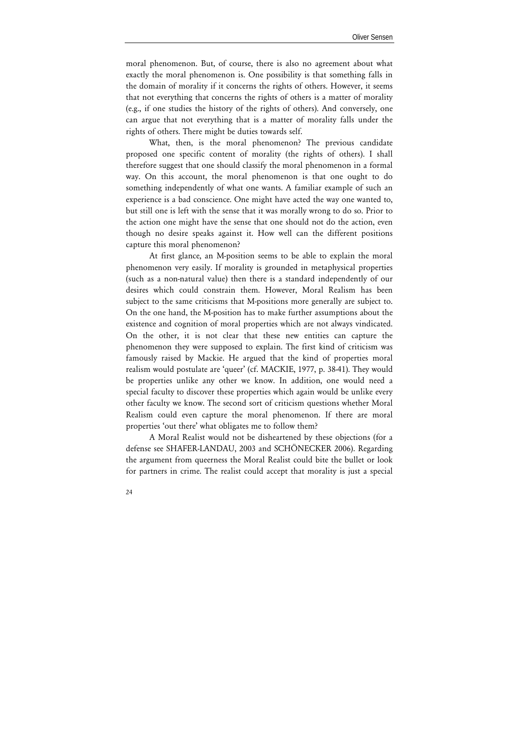moral phenomenon. But, of course, there is also no agreement about what exactly the moral phenomenon is. One possibility is that something falls in the domain of morality if it concerns the rights of others. However, it seems that not everything that concerns the rights of others is a matter of morality (e.g., if one studies the history of the rights of others). And conversely, one can argue that not everything that is a matter of morality falls under the rights of others. There might be duties towards self.

What, then, is the moral phenomenon? The previous candidate proposed one specific content of morality (the rights of others). I shall therefore suggest that one should classify the moral phenomenon in a formal way. On this account, the moral phenomenon is that one ought to do something independently of what one wants. A familiar example of such an experience is a bad conscience. One might have acted the way one wanted to, but still one is left with the sense that it was morally wrong to do so. Prior to the action one might have the sense that one should not do the action, even though no desire speaks against it. How well can the different positions capture this moral phenomenon?

At first glance, an M-position seems to be able to explain the moral phenomenon very easily. If morality is grounded in metaphysical properties (such as a non-natural value) then there is a standard independently of our desires which could constrain them. However, Moral Realism has been subject to the same criticisms that M-positions more generally are subject to. On the one hand, the M-position has to make further assumptions about the existence and cognition of moral properties which are not always vindicated. On the other, it is not clear that these new entities can capture the phenomenon they were supposed to explain. The first kind of criticism was famously raised by Mackie. He argued that the kind of properties moral realism would postulate are 'queer' (cf. MACKIE, 1977, p. 38-41). They would be properties unlike any other we know. In addition, one would need a special faculty to discover these properties which again would be unlike every other faculty we know. The second sort of criticism questions whether Moral Realism could even capture the moral phenomenon. If there are moral properties 'out there' what obligates me to follow them?

A Moral Realist would not be disheartened by these objections (for a defense see SHAFER-LANDAU, 2003 and SCHÖNECKER 2006). Regarding the argument from queerness the Moral Realist could bite the bullet or look for partners in crime. The realist could accept that morality is just a special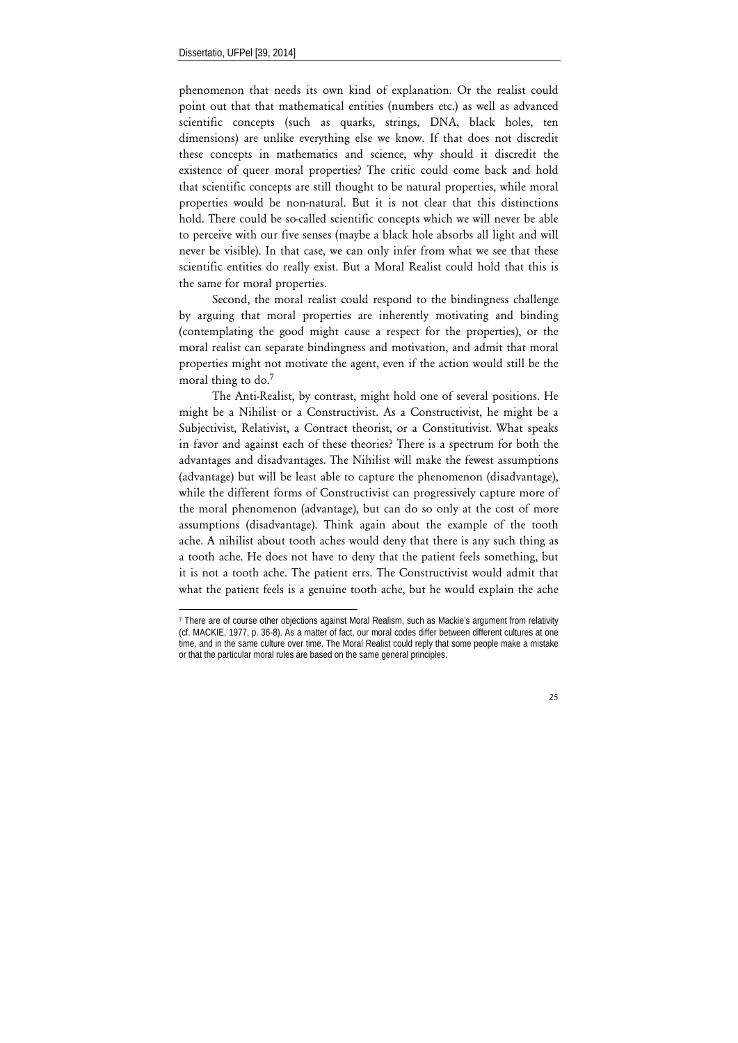phenomenon that needs its own kind of explanation. Or the realist could point out that that mathematical entities (numbers etc.) as well as advanced scientific concepts (such as quarks, strings, DNA, black holes, ten dimensions) are unlike everything else we know. If that does not discredit these concepts in mathematics and science, why should it discredit the existence of queer moral properties? The critic could come back and hold that scientific concepts are still thought to be natural properties, while moral properties would be non-natural. But it is not clear that this distinctions hold. There could be so-called scientific concepts which we will never be able to perceive with our five senses (maybe a black hole absorbs all light and will never be visible). In that case, we can only infer from what we see that these scientific entities do really exist. But a Moral Realist could hold that this is the same for moral properties.

Second, the moral realist could respond to the bindingness challenge by arguing that moral properties are inherently motivating and binding (contemplating the good might cause a respect for the properties), or the moral realist can separate bindingness and motivation, and admit that moral properties might not motivate the agent, even if the action would still be the moral thing to do.[7]

The Anti-Realist, by contrast, might hold one of several positions. He might be a Nihilist or a Constructivist. As a Constructivist, he might be a Subjectivist, Relativist, a Contract theorist, or a Constitutivist. What speaks in favor and against each of these theories? There is a spectrum for both the advantages and disadvantages. The Nihilist will make the fewest assumptions (advantage) but will be least able to capture the phenomenon (disadvantage), while the different forms of Constructivist can progressively capture more of the moral phenomenon (advantage), but can do so only at the cost of more assumptions (disadvantage). Think again about the example of the tooth ache. A nihilist about tooth aches would deny that there is any such thing as a tooth ache. He does not have to deny that the patient feels something, but it is not a tooth ache. The patient errs. The Constructivist would admit that what the patient feels is a genuine tooth ache, but he would explain the ache

[7] There are of course other objections against Moral Realism, such as Mackie's argument from relativity (cf. MACKIE, 1977, p. 36-8). As a matter of fact, our moral codes differ between different cultures at one time, and in the same culture over time. The Moral Realist could reply that some people make a mistake or that the particular moral rules are based on the same general principles.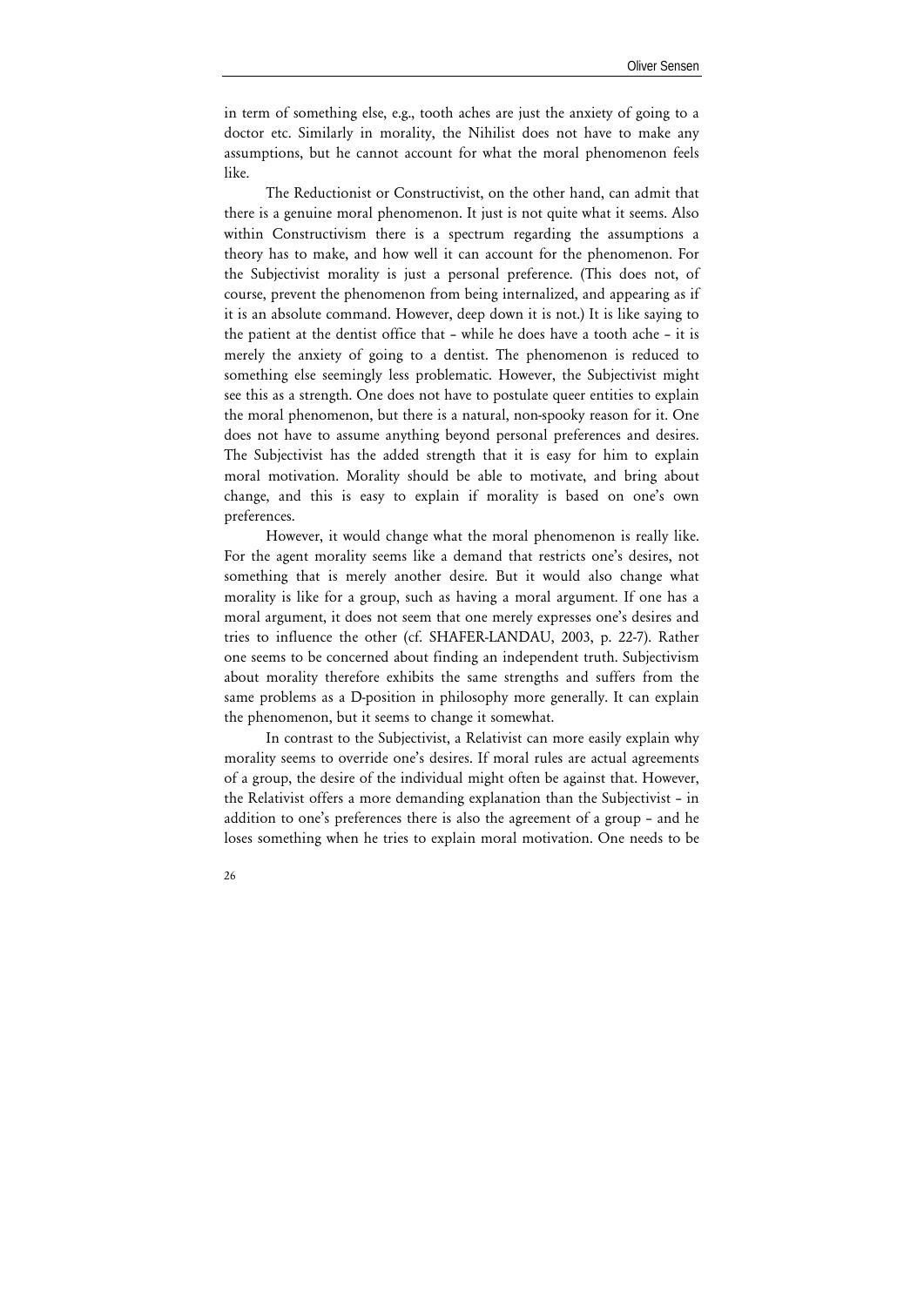in term of something else, e.g., tooth aches are just the anxiety of going to a doctor etc. Similarly in morality, the Nihilist does not have to make any assumptions, but he cannot account for what the moral phenomenon feels like.

The Reductionist or Constructivist, on the other hand, can admit that there is a genuine moral phenomenon. It just is not quite what it seems. Also within Constructivism there is a spectrum regarding the assumptions a theory has to make, and how well it can account for the phenomenon. For the Subjectivist morality is just a personal preference. (This does not, of course, prevent the phenomenon from being internalized, and appearing as if it is an absolute command. However, deep down it is not.) It is like saying to the patient at the dentist office that – while he does have a tooth ache – it is merely the anxiety of going to a dentist. The phenomenon is reduced to something else seemingly less problematic. However, the Subjectivist might see this as a strength. One does not have to postulate queer entities to explain the moral phenomenon, but there is a natural, non-spooky reason for it. One does not have to assume anything beyond personal preferences and desires. The Subjectivist has the added strength that it is easy for him to explain moral motivation. Morality should be able to motivate, and bring about change, and this is easy to explain if morality is based on one's own preferences.

However, it would change what the moral phenomenon is really like. For the agent morality seems like a demand that restricts one's desires, not something that is merely another desire. But it would also change what morality is like for a group, such as having a moral argument. If one has a moral argument, it does not seem that one merely expresses one's desires and tries to influence the other (cf. SHAFER-LANDAU, 2003, p. 22-7). Rather one seems to be concerned about finding an independent truth. Subjectivism about morality therefore exhibits the same strengths and suffers from the same problems as a D-position in philosophy more generally. It can explain the phenomenon, but it seems to change it somewhat.

In contrast to the Subjectivist, a Relativist can more easily explain why morality seems to override one's desires. If moral rules are actual agreements of a group, the desire of the individual might often be against that. However, the Relativist offers a more demanding explanation than the Subjectivist – in addition to one's preferences there is also the agreement of a group – and he loses something when he tries to explain moral motivation. One needs to be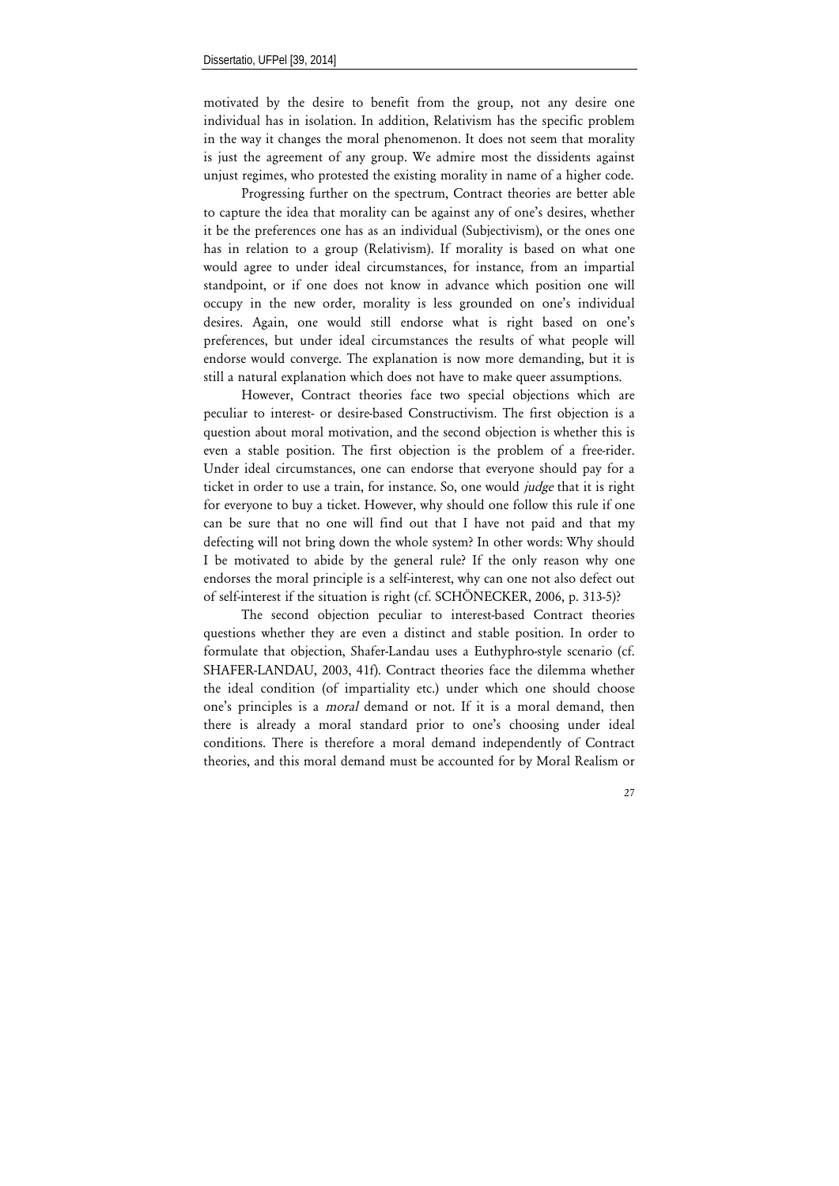motivated by the desire to benefit from the group, not any desire one individual has in isolation. In addition, Relativism has the specific problem in the way it changes the moral phenomenon. It does not seem that morality is just the agreement of any group. We admire most the dissidents against unjust regimes, who protested the existing morality in name of a higher code.

Progressing further on the spectrum, Contract theories are better able to capture the idea that morality can be against any of one's desires, whether it be the preferences one has as an individual (Subjectivism), or the ones one has in relation to a group (Relativism). If morality is based on what one would agree to under ideal circumstances, for instance, from an impartial standpoint, or if one does not know in advance which position one will occupy in the new order, morality is less grounded on one's individual desires. Again, one would still endorse what is right based on one's preferences, but under ideal circumstances the results of what people will endorse would converge. The explanation is now more demanding, but it is still a natural explanation which does not have to make queer assumptions.

However, Contract theories face two special objections which are peculiar to interest- or desire-based Constructivism. The first objection is a question about moral motivation, and the second objection is whether this is even a stable position. The first objection is the problem of a free-rider. Under ideal circumstances, one can endorse that everyone should pay for a ticket in order to use a train, for instance. So, one would *judge* that it is right for everyone to buy a ticket. However, why should one follow this rule if one can be sure that no one will find out that I have not paid and that my defecting will not bring down the whole system? In other words: Why should I be motivated to abide by the general rule? If the only reason why one endorses the moral principle is a self-interest, why can one not also defect out of self-interest if the situation is right (cf. SCHÖNECKER, 2006, p. 313-5)?

The second objection peculiar to interest-based Contract theories questions whether they are even a distinct and stable position. In order to formulate that objection, Shafer-Landau uses a Euthyphro-style scenario (cf. SHAFER-LANDAU, 2003, 41f). Contract theories face the dilemma whether the ideal condition (of impartiality etc.) under which one should choose one's principles is a *moral* demand or not. If it is a moral demand, then there is already a moral standard prior to one's choosing under ideal conditions. There is therefore a moral demand independently of Contract theories, and this moral demand must be accounted for by Moral Realism or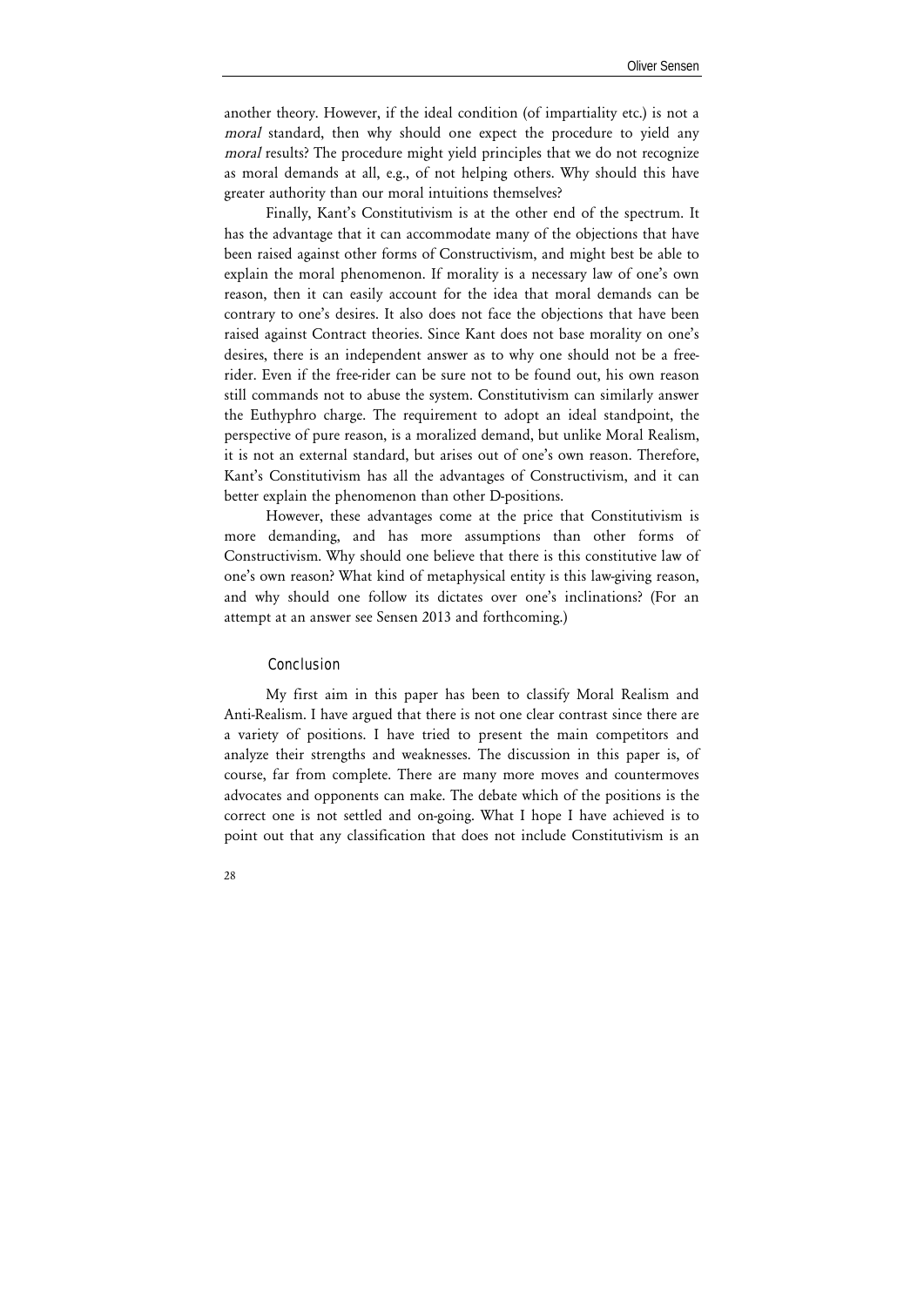another theory. However, if the ideal condition (of impartiality etc.) is not a *moral* standard, then why should one expect the procedure to yield any *moral* results? The procedure might yield principles that we do not recognize as moral demands at all, e.g., of not helping others. Why should this have greater authority than our moral intuitions themselves?

Finally, Kant's Constitutivism is at the other end of the spectrum. It has the advantage that it can accommodate many of the objections that have been raised against other forms of Constructivism, and might best be able to explain the moral phenomenon. If morality is a necessary law of one's own reason, then it can easily account for the idea that moral demands can be contrary to one's desires. It also does not face the objections that have been raised against Contract theories. Since Kant does not base morality on one's desires, there is an independent answer as to why one should not be a free-rider. Even if the free-rider can be sure not to be found out, his own reason still commands not to abuse the system. Constitutivism can similarly answer the Euthyphro charge. The requirement to adopt an ideal standpoint, the perspective of pure reason, is a moralized demand, but unlike Moral Realism, it is not an external standard, but arises out of one's own reason. Therefore, Kant's Constitutivism has all the advantages of Constructivism, and it can better explain the phenomenon than other D-positions.

However, these advantages come at the price that Constitutivism is more demanding, and has more assumptions than other forms of Constructivism. Why should one believe that there is this constitutive law of one's own reason? What kind of metaphysical entity is this law-giving reason, and why should one follow its dictates over one's inclinations? (For an attempt at an answer see Sensen 2013 and forthcoming.)

## Conclusion

My first aim in this paper has been to classify Moral Realism and Anti-Realism. I have argued that there is not one clear contrast since there are a variety of positions. I have tried to present the main competitors and analyze their strengths and weaknesses. The discussion in this paper is, of course, far from complete. There are many more moves and countermoves advocates and opponents can make. The debate which of the positions is the correct one is not settled and on-going. What I hope I have achieved is to point out that any classification that does not include Constitutivism is an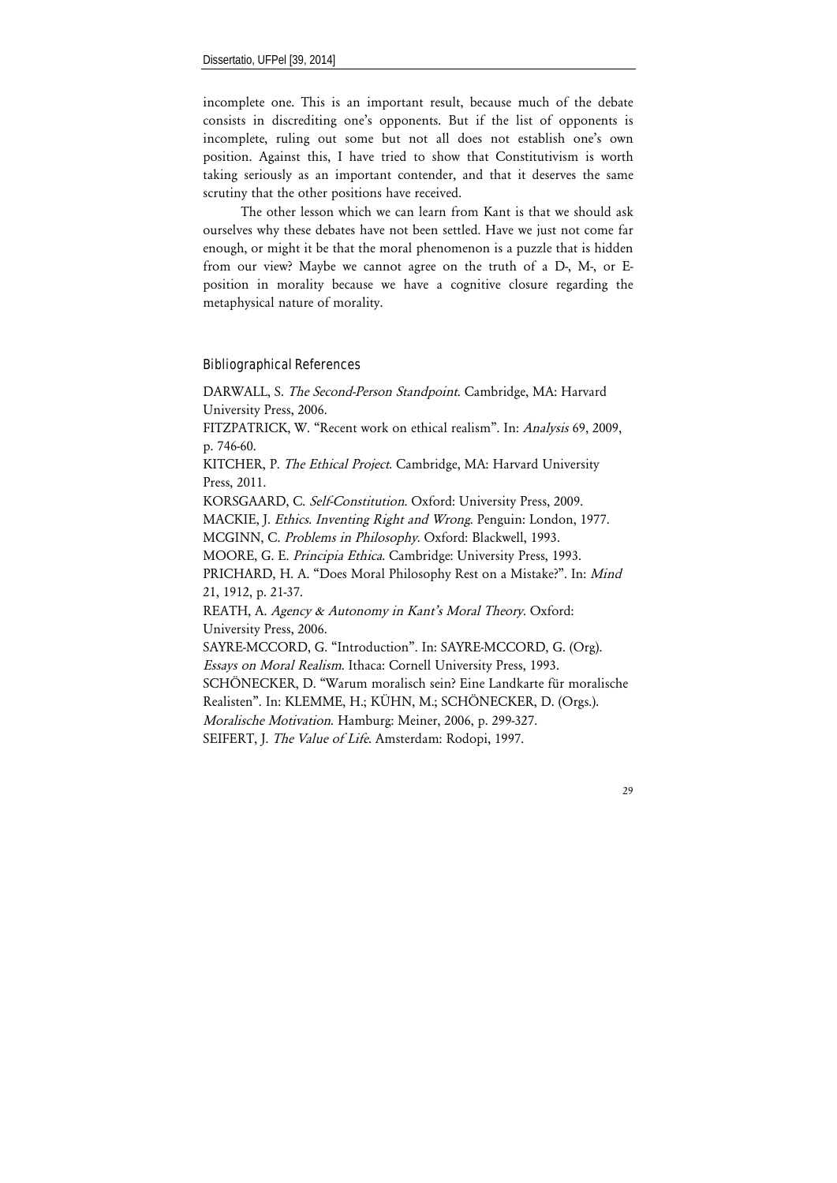incomplete one. This is an important result, because much of the debate consists in discrediting one's opponents. But if the list of opponents is incomplete, ruling out some but not all does not establish one's own position. Against this, I have tried to show that Constitutivism is worth taking seriously as an important contender, and that it deserves the same scrutiny that the other positions have received.

The other lesson which we can learn from Kant is that we should ask ourselves why these debates have not been settled. Have we just not come far enough, or might it be that the moral phenomenon is a puzzle that is hidden from our view? Maybe we cannot agree on the truth of a D-, M-, or E-position in morality because we have a cognitive closure regarding the metaphysical nature of morality.

## Bibliographical References

DARWALL, S. *The Second-Person Standpoint*. Cambridge, MA: Harvard University Press, 2006.

FITZPATRICK, W. "Recent work on ethical realism". In: *Analysis* 69, 2009, p. 746-60.

KITCHER, P. *The Ethical Project*. Cambridge, MA: Harvard University Press, 2011.

KORSGAARD, C. *Self-Constitution*. Oxford: University Press, 2009.

MACKIE, J. *Ethics. Inventing Right and Wrong*. Penguin: London, 1977.

MCGINN, C. *Problems in Philosophy*. Oxford: Blackwell, 1993.

MOORE, G. E. *Principia Ethica*. Cambridge: University Press, 1993.

PRICHARD, H. A. "Does Moral Philosophy Rest on a Mistake?". In: *Mind* 21, 1912, p. 21-37.

REATH, A. *Agency & Autonomy in Kant's Moral Theory*. Oxford: University Press, 2006.

SAYRE-MCCORD, G. "Introduction". In: SAYRE-MCCORD, G. (Org). *Essays on Moral Realism*. Ithaca: Cornell University Press, 1993.

SCHÖNECKER, D. "Warum moralisch sein? Eine Landkarte für moralische Realisten". In: KLEMME, H.; KÜHN, M.; SCHÖNECKER, D. (Orgs.). *Moralische Motivation*. Hamburg: Meiner, 2006, p. 299-327.

SEIFERT, J. *The Value of Life*. Amsterdam: Rodopi, 1997.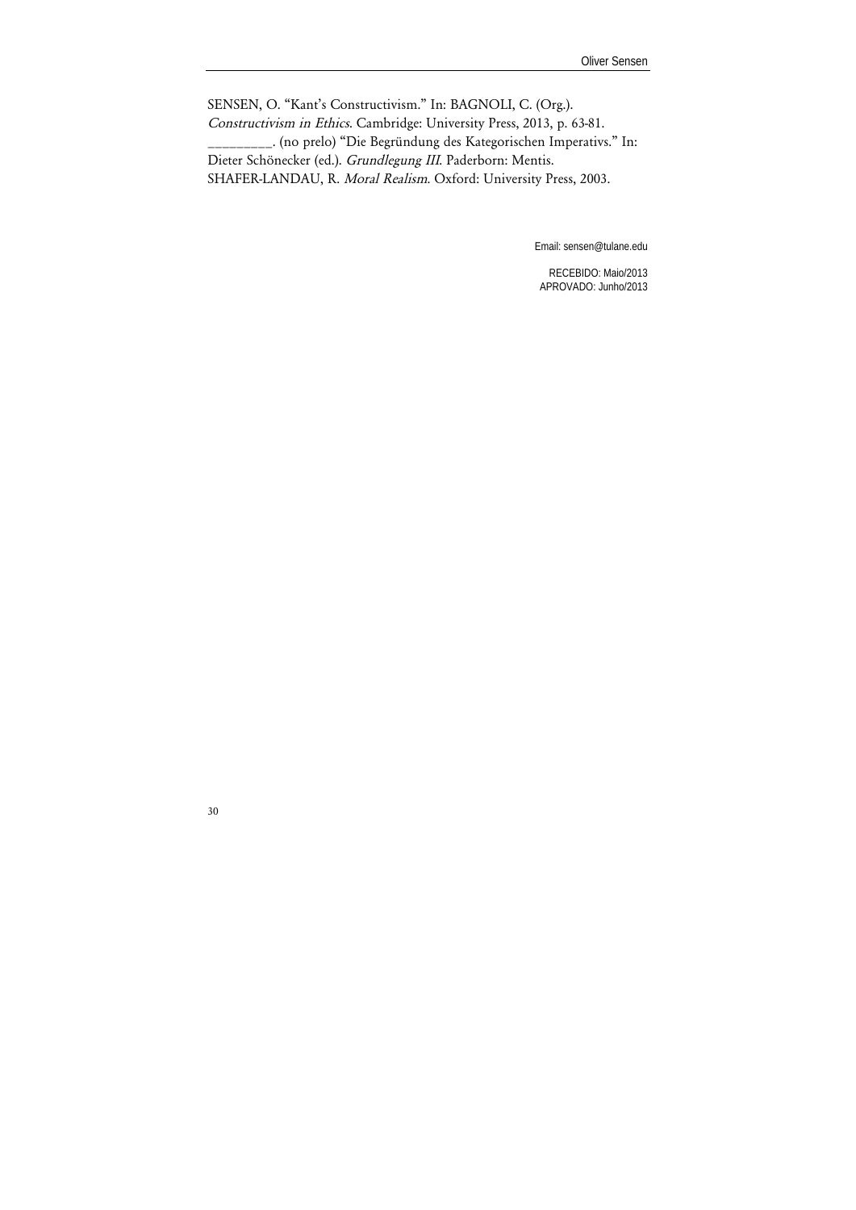SENSEN, O. "Kant's Constructivism." In: BAGNOLI, C. (Org.). *Constructivism in Ethics*. Cambridge: University Press, 2013, p. 63-81.

_________. (no prelo) "Die Begründung des Kategorischen Imperativs." In: Dieter Schönecker (ed.). *Grundlegung III*. Paderborn: Mentis.

SHAFER-LANDAU, R. *Moral Realism*. Oxford: University Press, 2003.

Email: sensen@tulane.edu

RECEBIDO: Maio/2013
APROVADO: Junho/2013